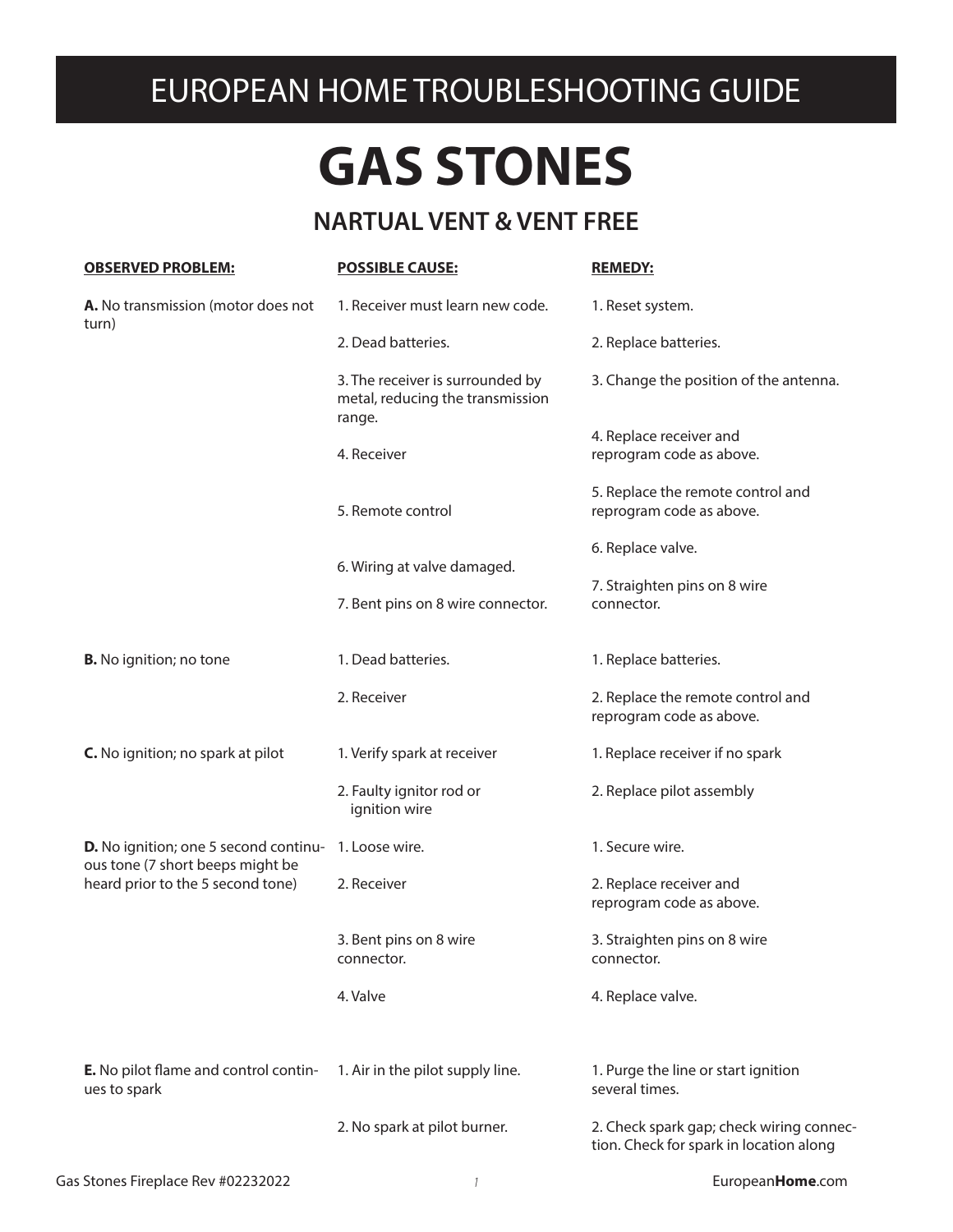# EUROPEAN HOME TROUBLESHOOTING GUIDE

# GAS STONES

## NARTUAL VENT & VENT FREE

| OBSERVED PROBLEM: | POSSIBLE CAUSE: | REMEDY: |
|---|---|---|
| **A.** No transmission (motor does not turn) | 1. Receiver must learn new code. | 1. Reset system. |
| | 2. Dead batteries. | 2. Replace batteries. |
| | 3. The receiver is surrounded by metal, reducing the transmission range. | 3. Change the position of the antenna. |
| | 4. Receiver | 4. Replace receiver and reprogram code as above. |
| | 5. Remote control | 5. Replace the remote control and reprogram code as above. |
| | 6. Wiring at valve damaged. | 6. Replace valve. |
| | 7. Bent pins on 8 wire connector. | 7. Straighten pins on 8 wire connector. |
| **B.** No ignition; no tone | 1. Dead batteries. | 1. Replace batteries. |
| | 2. Receiver | 2. Replace the remote control and reprogram code as above. |
| **C.** No ignition; no spark at pilot | 1. Verify spark at receiver | 1. Replace receiver if no spark |
| | 2. Faulty ignitor rod or ignition wire | 2. Replace pilot assembly |
| **D.** No ignition; one 5 second continuous tone (7 short beeps might be heard prior to the 5 second tone) | 1. Loose wire. | 1. Secure wire. |
| | 2. Receiver | 2. Replace receiver and reprogram code as above. |
| | 3. Bent pins on 8 wire connector. | 3. Straighten pins on 8 wire connector. |
| | 4. Valve | 4. Replace valve. |
| **E.** No pilot flame and control continues to spark | 1. Air in the pilot supply line. | 1. Purge the line or start ignition several times. |
| | 2. No spark at pilot burner. | 2. Check spark gap; check wiring connection. Check for spark in location along |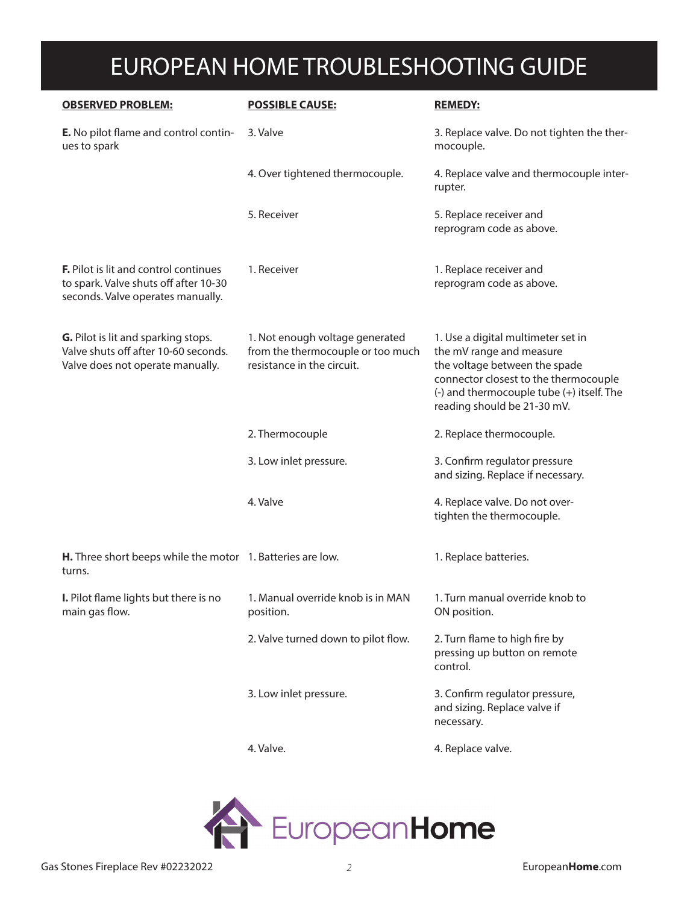# EUROPEAN HOME TROUBLESHOOTING GUIDE

| OBSERVED PROBLEM: | POSSIBLE CAUSE: | REMEDY: |
|---|---|---|
| **E.** No pilot flame and control continues to spark | 3. Valve | 3. Replace valve. Do not tighten the thermocouple. |
| | 4. Over tightened thermocouple. | 4. Replace valve and thermocouple interrupter. |
| | 5. Receiver | 5. Replace receiver and reprogram code as above. |
| **F.** Pilot is lit and control continues to spark. Valve shuts off after 10-30 seconds. Valve operates manually. | 1. Receiver | 1. Replace receiver and reprogram code as above. |
| **G.** Pilot is lit and sparking stops. Valve shuts off after 10-60 seconds. Valve does not operate manually. | 1. Not enough voltage generated from the thermocouple or too much resistance in the circuit. | 1. Use a digital multimeter set in the mV range and measure the voltage between the spade connector closest to the thermocouple (-) and thermocouple tube (+) itself. The reading should be 21-30 mV. |
| | 2. Thermocouple | 2. Replace thermocouple. |
| | 3. Low inlet pressure. | 3. Confirm regulator pressure and sizing. Replace if necessary. |
| | 4. Valve | 4. Replace valve. Do not over-tighten the thermocouple. |
| **H.** Three short beeps while the motor turns. | 1. Batteries are low. | 1. Replace batteries. |
| **I.** Pilot flame lights but there is no main gas flow. | 1. Manual override knob is in MAN position. | 1. Turn manual override knob to ON position. |
| | 2. Valve turned down to pilot flow. | 2. Turn flame to high fire by pressing up button on remote control. |
| | 3. Low inlet pressure. | 3. Confirm regulator pressure, and sizing. Replace valve if necessary. |
| | 4. Valve. | 4. Replace valve. |

EuropeanHome

Gas Stones Fireplace Rev #02232022

EuropeanHome.com